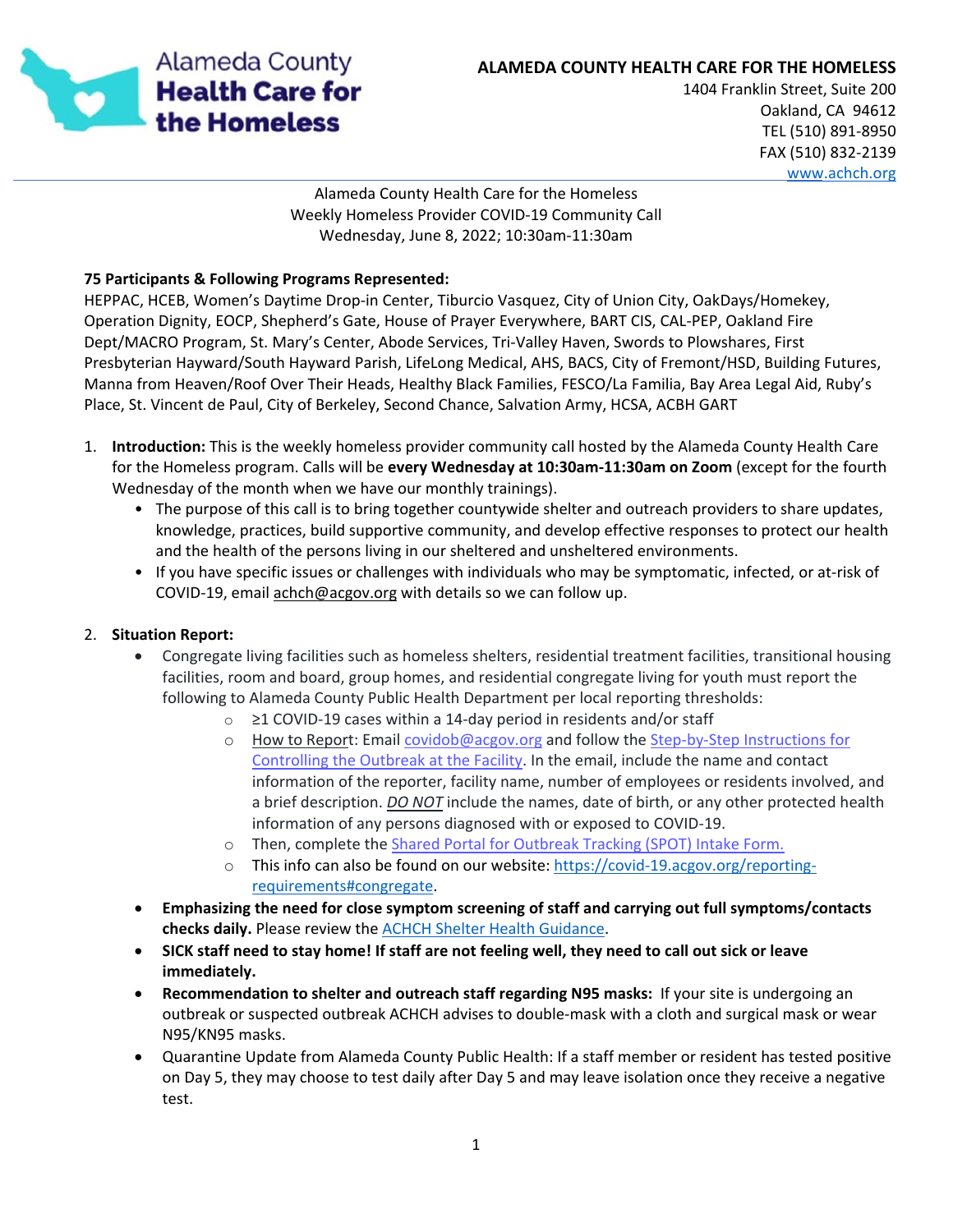Alameda County Health Care for the Homeless

**ALAMEDA COUNTY HEALTH CARE FOR THE HOMELESS**
1404 Franklin Street, Suite 200
Oakland, CA 94612
TEL (510) 891-8950
FAX (510) 832-2139
www.achch.org

Alameda County Health Care for the Homeless
Weekly Homeless Provider COVID-19 Community Call
Wednesday, June 8, 2022; 10:30am-11:30am

**75 Participants & Following Programs Represented:**
HEPPAC, HCEB, Women's Daytime Drop-in Center, Tiburcio Vasquez, City of Union City, OakDays/Homekey, Operation Dignity, EOCP, Shepherd's Gate, House of Prayer Everywhere, BART CIS, CAL-PEP, Oakland Fire Dept/MACRO Program, St. Mary's Center, Abode Services, Tri-Valley Haven, Swords to Plowshares, First Presbyterian Hayward/South Hayward Parish, LifeLong Medical, AHS, BACS, City of Fremont/HSD, Building Futures, Manna from Heaven/Roof Over Their Heads, Healthy Black Families, FESCO/La Familia, Bay Area Legal Aid, Ruby's Place, St. Vincent de Paul, City of Berkeley, Second Chance, Salvation Army, HCSA, ACBH GART

1. **Introduction:** This is the weekly homeless provider community call hosted by the Alameda County Health Care for the Homeless program. Calls will be **every Wednesday at 10:30am-11:30am on Zoom** (except for the fourth Wednesday of the month when we have our monthly trainings).
   - The purpose of this call is to bring together countywide shelter and outreach providers to share updates, knowledge, practices, build supportive community, and develop effective responses to protect our health and the health of the persons living in our sheltered and unsheltered environments.
   - If you have specific issues or challenges with individuals who may be symptomatic, infected, or at-risk of COVID-19, email achch@acgov.org with details so we can follow up.

2. **Situation Report:**
   - Congregate living facilities such as homeless shelters, residential treatment facilities, transitional housing facilities, room and board, group homes, and residential congregate living for youth must report the following to Alameda County Public Health Department per local reporting thresholds:
     - ≥1 COVID-19 cases within a 14-day period in residents and/or staff
     - How to Report: Email covidob@acgov.org and follow the Step-by-Step Instructions for Controlling the Outbreak at the Facility. In the email, include the name and contact information of the reporter, facility name, number of employees or residents involved, and a brief description. ***DO NOT*** include the names, date of birth, or any other protected health information of any persons diagnosed with or exposed to COVID-19.
     - Then, complete the Shared Portal for Outbreak Tracking (SPOT) Intake Form.
     - This info can also be found on our website: https://covid-19.acgov.org/reporting-requirements#congregate.
   - **Emphasizing the need for close symptom screening of staff and carrying out full symptoms/contacts checks daily.** Please review the ACHCH Shelter Health Guidance.
   - **SICK staff need to stay home! If staff are not feeling well, they need to call out sick or leave immediately.**
   - **Recommendation to shelter and outreach staff regarding N95 masks:** If your site is undergoing an outbreak or suspected outbreak ACHCH advises to double-mask with a cloth and surgical mask or wear N95/KN95 masks.
   - Quarantine Update from Alameda County Public Health: If a staff member or resident has tested positive on Day 5, they may choose to test daily after Day 5 and may leave isolation once they receive a negative test.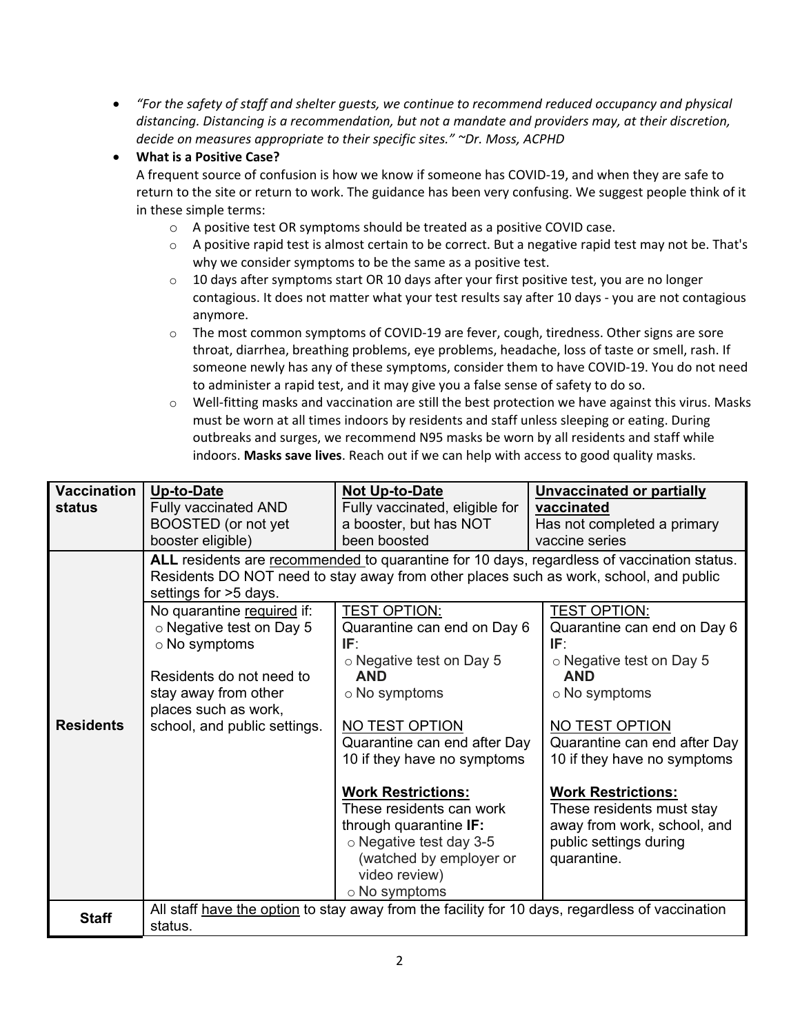- *"For the safety of staff and shelter guests, we continue to recommend reduced occupancy and physical distancing. Distancing is a recommendation, but not a mandate and providers may, at their discretion, decide on measures appropriate to their specific sites." ~Dr. Moss, ACPHD*
- **What is a Positive Case?**
  A frequent source of confusion is how we know if someone has COVID-19, and when they are safe to return to the site or return to work. The guidance has been very confusing. We suggest people think of it in these simple terms:
  - A positive test OR symptoms should be treated as a positive COVID case.
  - A positive rapid test is almost certain to be correct. But a negative rapid test may not be. That's why we consider symptoms to be the same as a positive test.
  - 10 days after symptoms start OR 10 days after your first positive test, you are no longer contagious. It does not matter what your test results say after 10 days - you are not contagious anymore.
  - The most common symptoms of COVID-19 are fever, cough, tiredness. Other signs are sore throat, diarrhea, breathing problems, eye problems, headache, loss of taste or smell, rash. If someone newly has any of these symptoms, consider them to have COVID-19. You do not need to administer a rapid test, and it may give you a false sense of safety to do so.
  - Well-fitting masks and vaccination are still the best protection we have against this virus. Masks must be worn at all times indoors by residents and staff unless sleeping or eating. During outbreaks and surges, we recommend N95 masks be worn by all residents and staff while indoors. **Masks save lives**. Reach out if we can help with access to good quality masks.

| **Vaccination status** | **Up-to-Date**<br>Fully vaccinated AND BOOSTED (or not yet booster eligible) | **Not Up-to-Date**<br>Fully vaccinated, eligible for a booster, but has NOT been boosted | **Unvaccinated or partially vaccinated**<br>Has not completed a primary vaccine series |
|---|---|---|---|
| **Residents** | **ALL** residents are recommended to quarantine for 10 days, regardless of vaccination status. Residents DO NOT need to stay away from other places such as work, school, and public settings for >5 days. | | |
| | No quarantine required if:<br>○ Negative test on Day 5<br>○ No symptoms<br><br>Residents do not need to stay away from other places such as work, school, and public settings. | TEST OPTION:<br>Quarantine can end on Day 6 **IF**:<br>○ Negative test on Day 5 **AND**<br>○ No symptoms<br><br>NO TEST OPTION<br>Quarantine can end after Day 10 if they have no symptoms<br><br>**Work Restrictions:**<br>These residents can work through quarantine **IF:**<br>○ Negative test day 3-5 (watched by employer or video review)<br>○ No symptoms | TEST OPTION:<br>Quarantine can end on Day 6 **IF**:<br>○ Negative test on Day 5 **AND**<br>○ No symptoms<br><br>NO TEST OPTION<br>Quarantine can end after Day 10 if they have no symptoms<br><br>**Work Restrictions:**<br>These residents must stay away from work, school, and public settings during quarantine. |
| **Staff** | All staff have the option to stay away from the facility for 10 days, regardless of vaccination status. | | |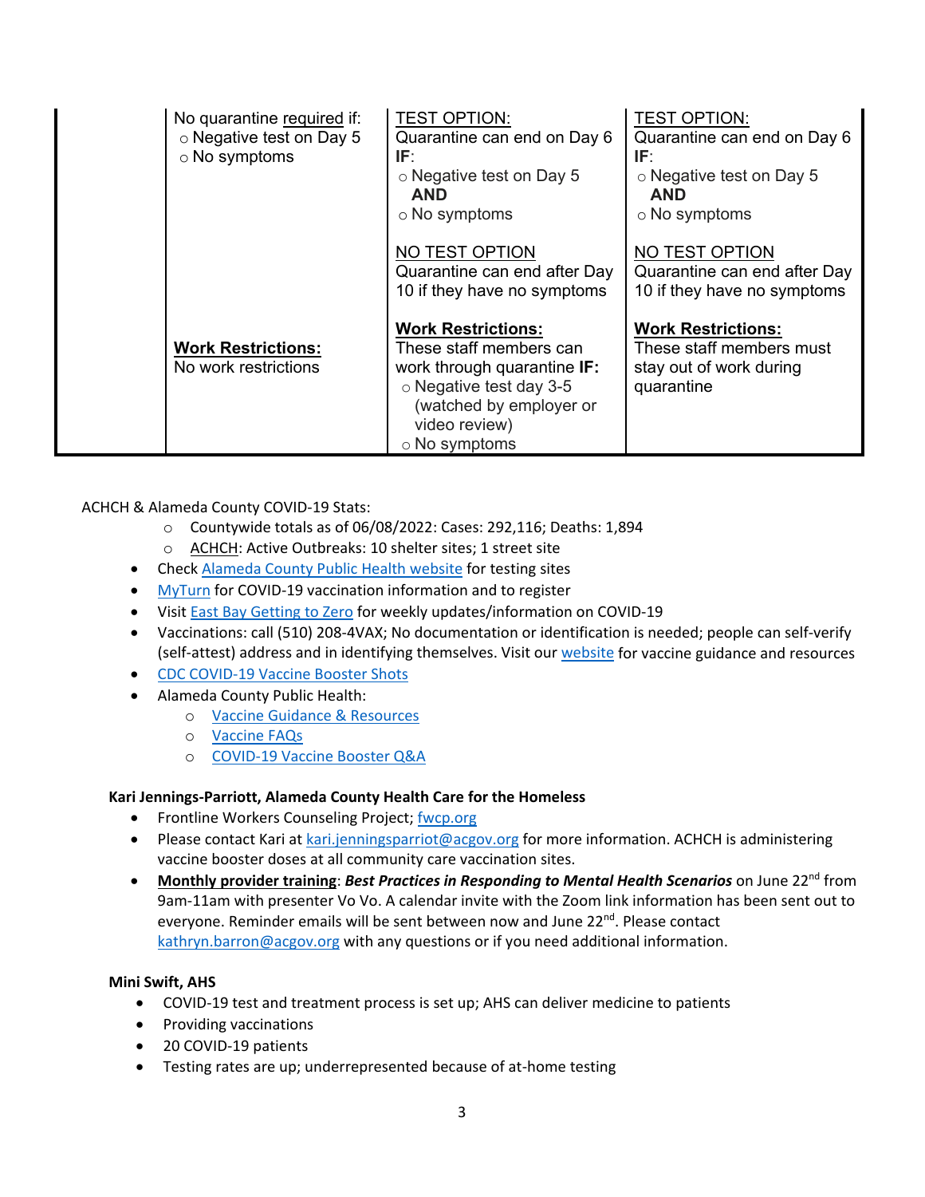| | | | |
|---|---|---|---|
| | No quarantine required if:<br>○ Negative test on Day 5<br>○ No symptoms<br><br>**Work Restrictions:**<br>No work restrictions | TEST OPTION:<br>Quarantine can end on Day 6 **IF**:<br>○ Negative test on Day 5 **AND**<br>○ No symptoms<br><br>NO TEST OPTION<br>Quarantine can end after Day 10 if they have no symptoms<br><br>**Work Restrictions:**<br>These staff members can work through quarantine **IF:**<br>○ Negative test day 3-5 (watched by employer or video review)<br>○ No symptoms | TEST OPTION:<br>Quarantine can end on Day 6 **IF**:<br>○ Negative test on Day 5 **AND**<br>○ No symptoms<br><br>NO TEST OPTION<br>Quarantine can end after Day 10 if they have no symptoms<br><br>**Work Restrictions:**<br>These staff members must stay out of work during quarantine |

ACHCH & Alameda County COVID-19 Stats:

- Countywide totals as of 06/08/2022: Cases: 292,116; Deaths: 1,894
- ACHCH: Active Outbreaks: 10 shelter sites; 1 street site

- Check Alameda County Public Health website for testing sites
- MyTurn for COVID-19 vaccination information and to register
- Visit East Bay Getting to Zero for weekly updates/information on COVID-19
- Vaccinations: call (510) 208-4VAX; No documentation or identification is needed; people can self-verify (self-attest) address and in identifying themselves. Visit our website for vaccine guidance and resources
- CDC COVID-19 Vaccine Booster Shots
- Alameda County Public Health:
  - Vaccine Guidance & Resources
  - Vaccine FAQs
  - COVID-19 Vaccine Booster Q&A

**Kari Jennings-Parriott, Alameda County Health Care for the Homeless**

- Frontline Workers Counseling Project; fwcp.org
- Please contact Kari at kari.jenningsparriot@acgov.org for more information. ACHCH is administering vaccine booster doses at all community care vaccination sites.
- **Monthly provider training**: ***Best Practices in Responding to Mental Health Scenarios*** on June 22nd from 9am-11am with presenter Vo Vo. A calendar invite with the Zoom link information has been sent out to everyone. Reminder emails will be sent between now and June 22nd. Please contact kathryn.barron@acgov.org with any questions or if you need additional information.

**Mini Swift, AHS**

- COVID-19 test and treatment process is set up; AHS can deliver medicine to patients
- Providing vaccinations
- 20 COVID-19 patients
- Testing rates are up; underrepresented because of at-home testing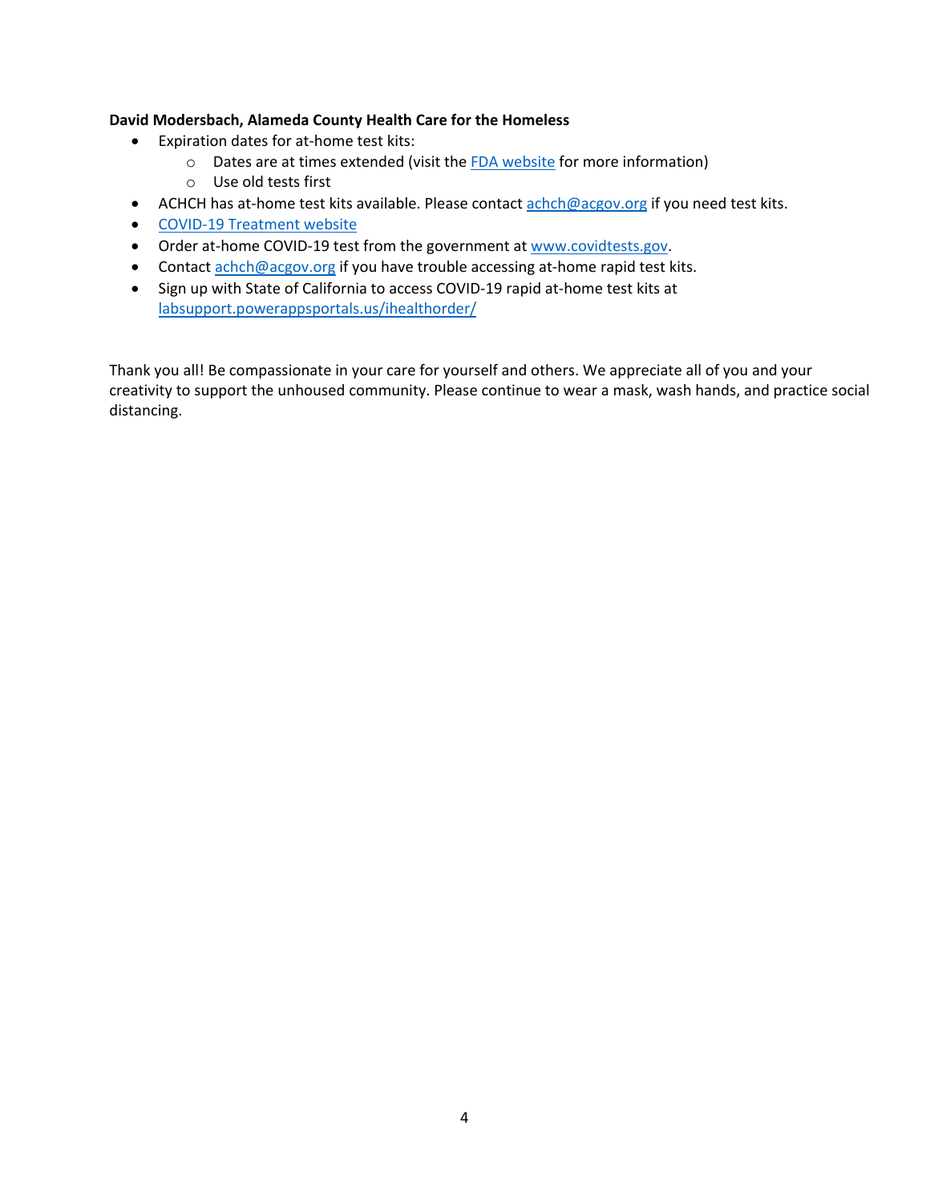**David Modersbach, Alameda County Health Care for the Homeless**

- Expiration dates for at-home test kits:
  - Dates are at times extended (visit the FDA website for more information)
  - Use old tests first
- ACHCH has at-home test kits available. Please contact achch@acgov.org if you need test kits.
- COVID-19 Treatment website
- Order at-home COVID-19 test from the government at www.covidtests.gov.
- Contact achch@acgov.org if you have trouble accessing at-home rapid test kits.
- Sign up with State of California to access COVID-19 rapid at-home test kits at labsupport.powerappsportals.us/ihealthorder/

Thank you all! Be compassionate in your care for yourself and others. We appreciate all of you and your creativity to support the unhoused community. Please continue to wear a mask, wash hands, and practice social distancing.